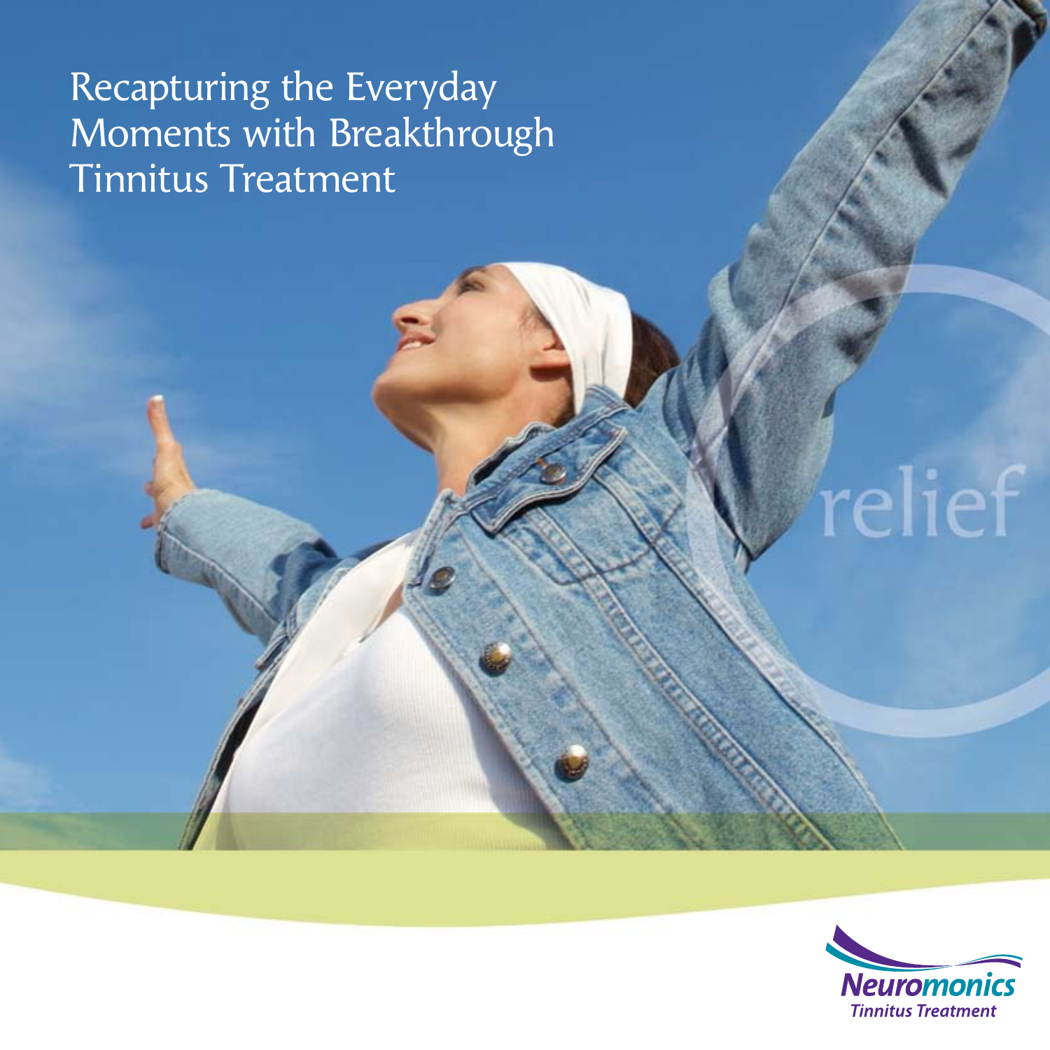# Recapturing the Everyday Moments with Breakthrough Tinnitus Treatment

relief

Neuromonics
Tinnitus Treatment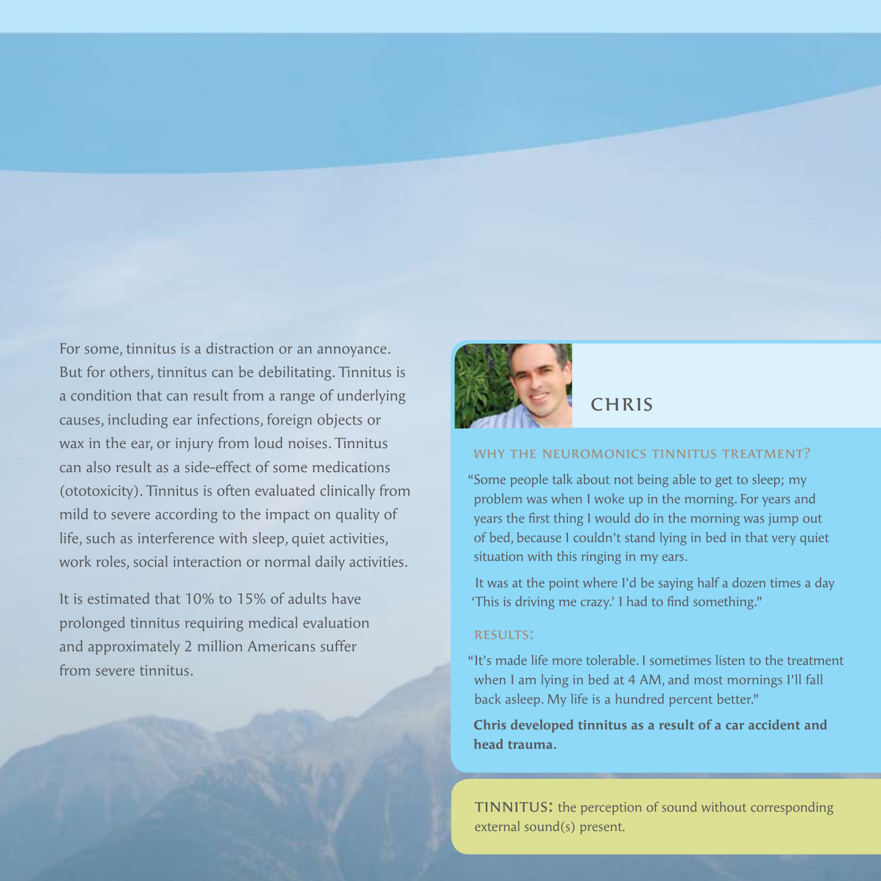For some, tinnitus is a distraction or an annoyance. But for others, tinnitus can be debilitating. Tinnitus is a condition that can result from a range of underlying causes, including ear infections, foreign objects or wax in the ear, or injury from loud noises. Tinnitus can also result as a side-effect of some medications (ototoxicity). Tinnitus is often evaluated clinically from mild to severe according to the impact on quality of life, such as interference with sleep, quiet activities, work roles, social interaction or normal daily activities.

It is estimated that 10% to 15% of adults have prolonged tinnitus requiring medical evaluation and approximately 2 million Americans suffer from severe tinnitus.

## CHRIS

### WHY THE NEUROMONICS TINNITUS TREATMENT?

"Some people talk about not being able to get to sleep; my problem was when I woke up in the morning. For years and years the first thing I would do in the morning was jump out of bed, because I couldn't stand lying in bed in that very quiet situation with this ringing in my ears.

It was at the point where I'd be saying half a dozen times a day 'This is driving me crazy.' I had to find something."

### RESULTS:

"It's made life more tolerable. I sometimes listen to the treatment when I am lying in bed at 4 AM, and most mornings I'll fall back asleep. My life is a hundred percent better."

**Chris developed tinnitus as a result of a car accident and head trauma.**

**TINNITUS:** the perception of sound without corresponding external sound(s) present.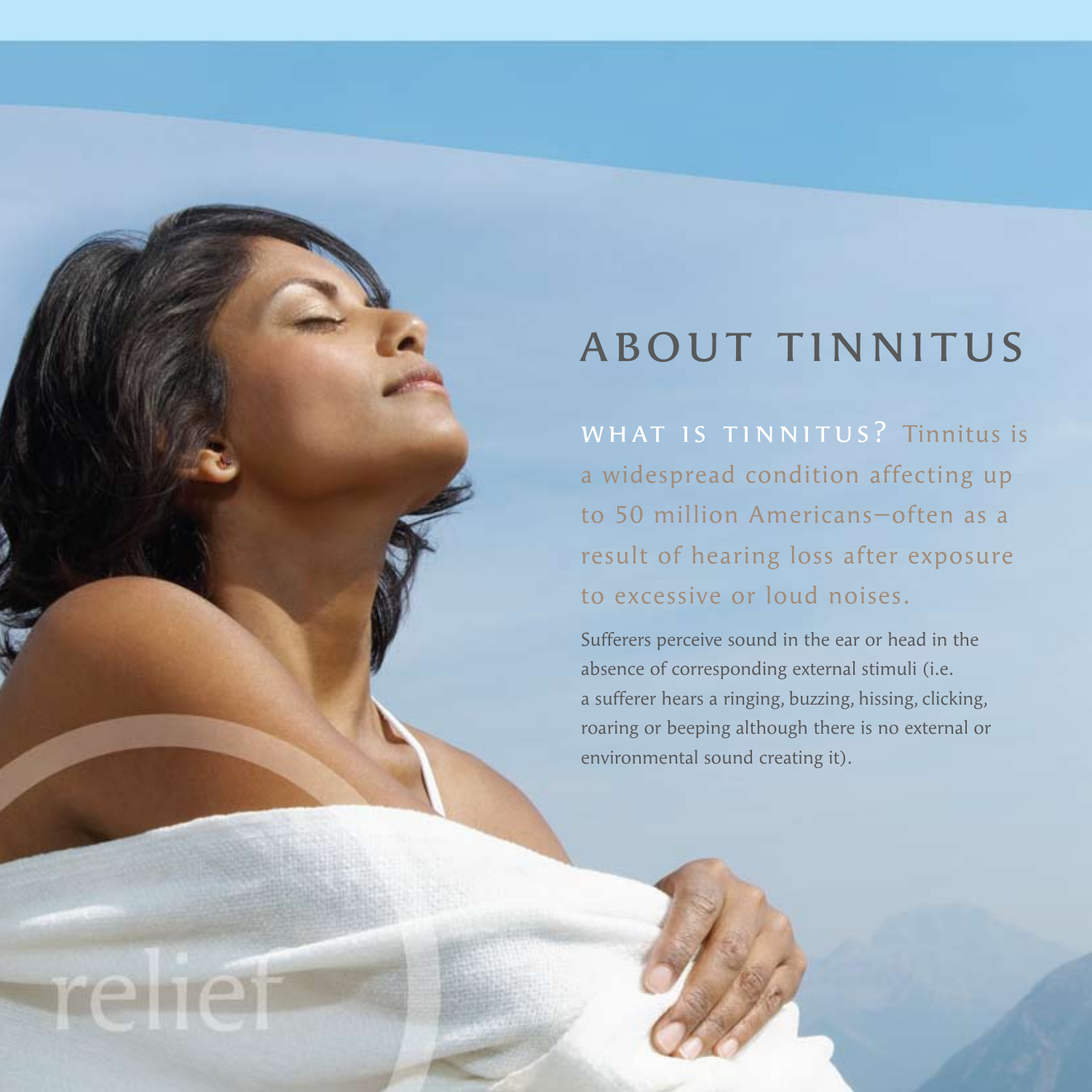# ABOUT TINNITUS

**WHAT IS TINNITUS?** Tinnitus is a widespread condition affecting up to 50 million Americans—often as a result of hearing loss after exposure to excessive or loud noises.

Sufferers perceive sound in the ear or head in the absence of corresponding external stimuli (i.e. a sufferer hears a ringing, buzzing, hissing, clicking, roaring or beeping although there is no external or environmental sound creating it).

relief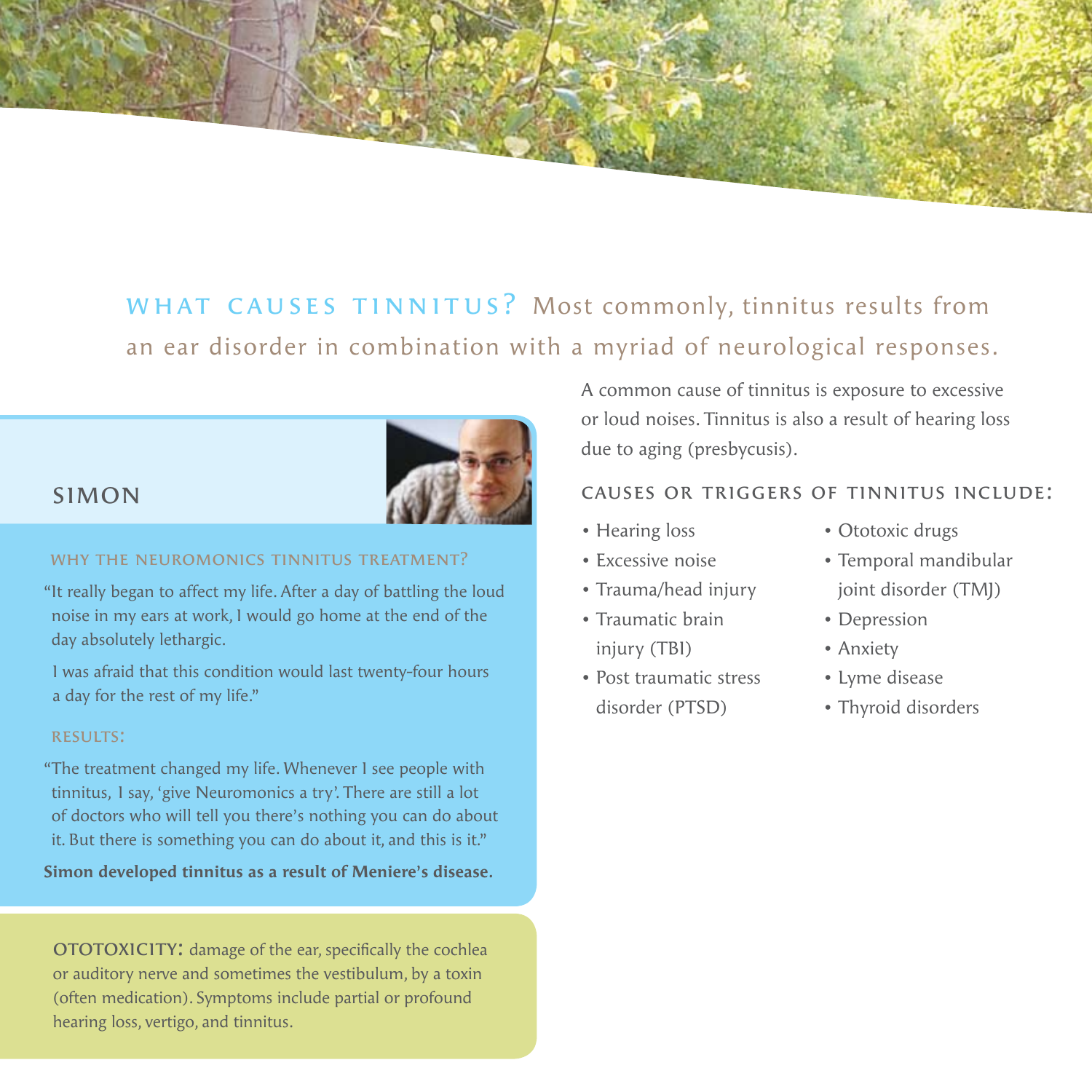## WHAT CAUSES TINNITUS?

Most commonly, tinnitus results from an ear disorder in combination with a myriad of neurological responses.

A common cause of tinnitus is exposure to excessive or loud noises. Tinnitus is also a result of hearing loss due to aging (presbycusis).

### CAUSES OR TRIGGERS OF TINNITUS INCLUDE:

- Hearing loss
- Excessive noise
- Trauma/head injury
- Traumatic brain injury (TBI)
- Post traumatic stress disorder (PTSD)
- Ototoxic drugs
- Temporal mandibular joint disorder (TMJ)
- Depression
- Anxiety
- Lyme disease
- Thyroid disorders

### SIMON

#### WHY THE NEUROMONICS TINNITUS TREATMENT?

"It really began to affect my life. After a day of battling the loud noise in my ears at work, I would go home at the end of the day absolutely lethargic.

I was afraid that this condition would last twenty-four hours a day for the rest of my life."

#### RESULTS:

"The treatment changed my life. Whenever I see people with tinnitus, I say, 'give Neuromonics a try'. There are still a lot of doctors who will tell you there's nothing you can do about it. But there is something you can do about it, and this is it."

**Simon developed tinnitus as a result of Meniere's disease.**

**OTOTOXICITY:** damage of the ear, specifically the cochlea or auditory nerve and sometimes the vestibulum, by a toxin (often medication). Symptoms include partial or profound hearing loss, vertigo, and tinnitus.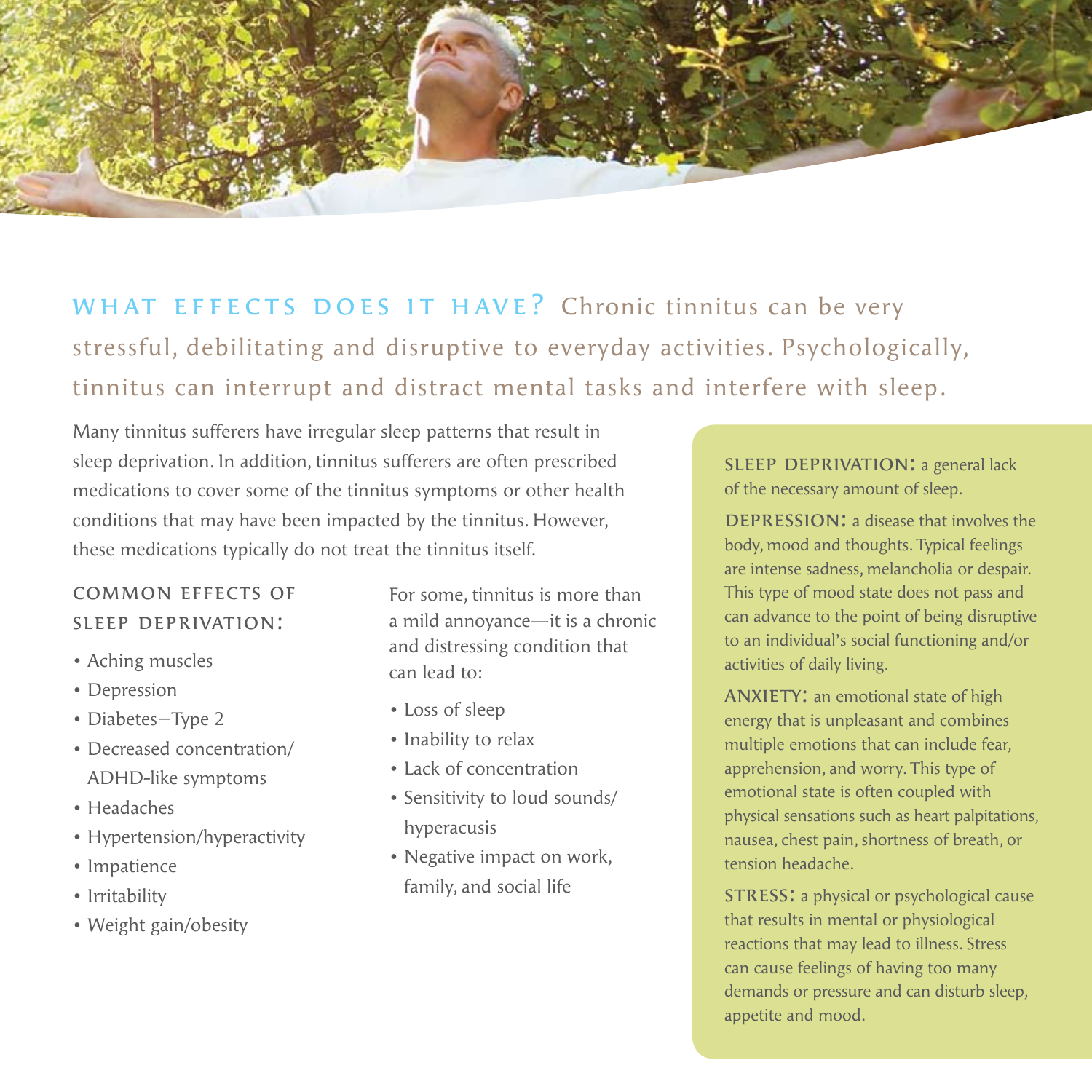## WHAT EFFECTS DOES IT HAVE?

Chronic tinnitus can be very stressful, debilitating and disruptive to everyday activities. Psychologically, tinnitus can interrupt and distract mental tasks and interfere with sleep.

Many tinnitus sufferers have irregular sleep patterns that result in sleep deprivation. In addition, tinnitus sufferers are often prescribed medications to cover some of the tinnitus symptoms or other health conditions that may have been impacted by the tinnitus. However, these medications typically do not treat the tinnitus itself.

### COMMON EFFECTS OF SLEEP DEPRIVATION:

- Aching muscles
- Depression
- Diabetes—Type 2
- Decreased concentration/ADHD-like symptoms
- Headaches
- Hypertension/hyperactivity
- Impatience
- Irritability
- Weight gain/obesity

For some, tinnitus is more than a mild annoyance—it is a chronic and distressing condition that can lead to:

- Loss of sleep
- Inability to relax
- Lack of concentration
- Sensitivity to loud sounds/hyperacusis
- Negative impact on work, family, and social life

**SLEEP DEPRIVATION:** a general lack of the necessary amount of sleep.

**DEPRESSION:** a disease that involves the body, mood and thoughts. Typical feelings are intense sadness, melancholia or despair. This type of mood state does not pass and can advance to the point of being disruptive to an individual's social functioning and/or activities of daily living.

**ANXIETY:** an emotional state of high energy that is unpleasant and combines multiple emotions that can include fear, apprehension, and worry. This type of emotional state is often coupled with physical sensations such as heart palpitations, nausea, chest pain, shortness of breath, or tension headache.

**STRESS:** a physical or psychological cause that results in mental or physiological reactions that may lead to illness. Stress can cause feelings of having too many demands or pressure and can disturb sleep, appetite and mood.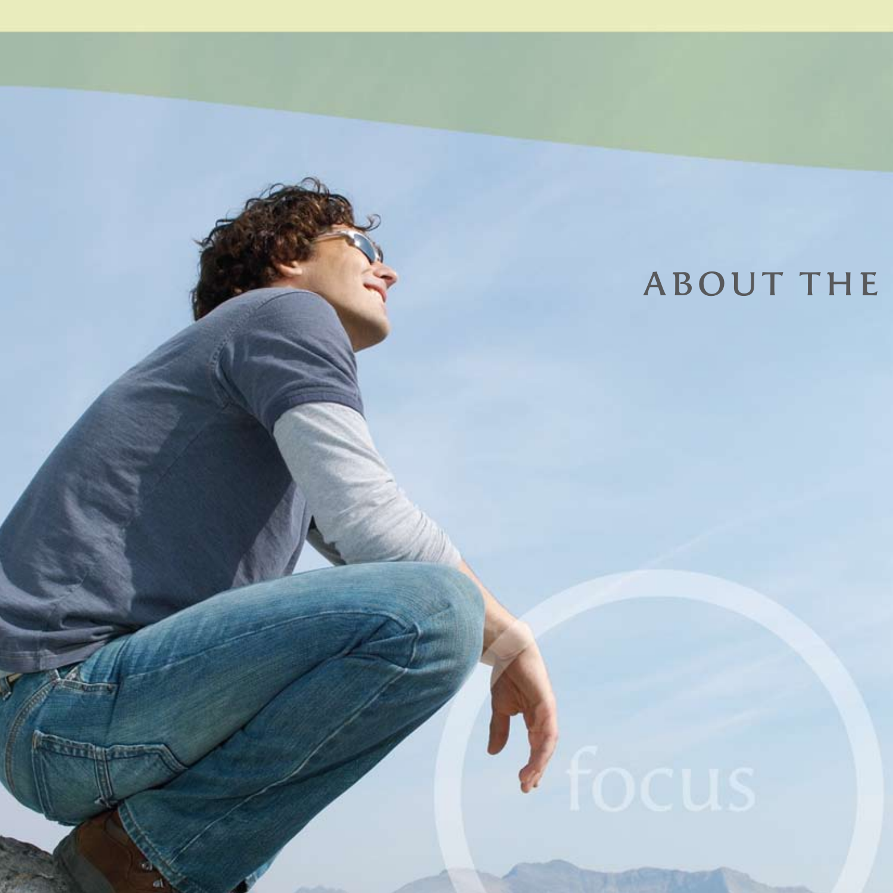ABOUT THE

focus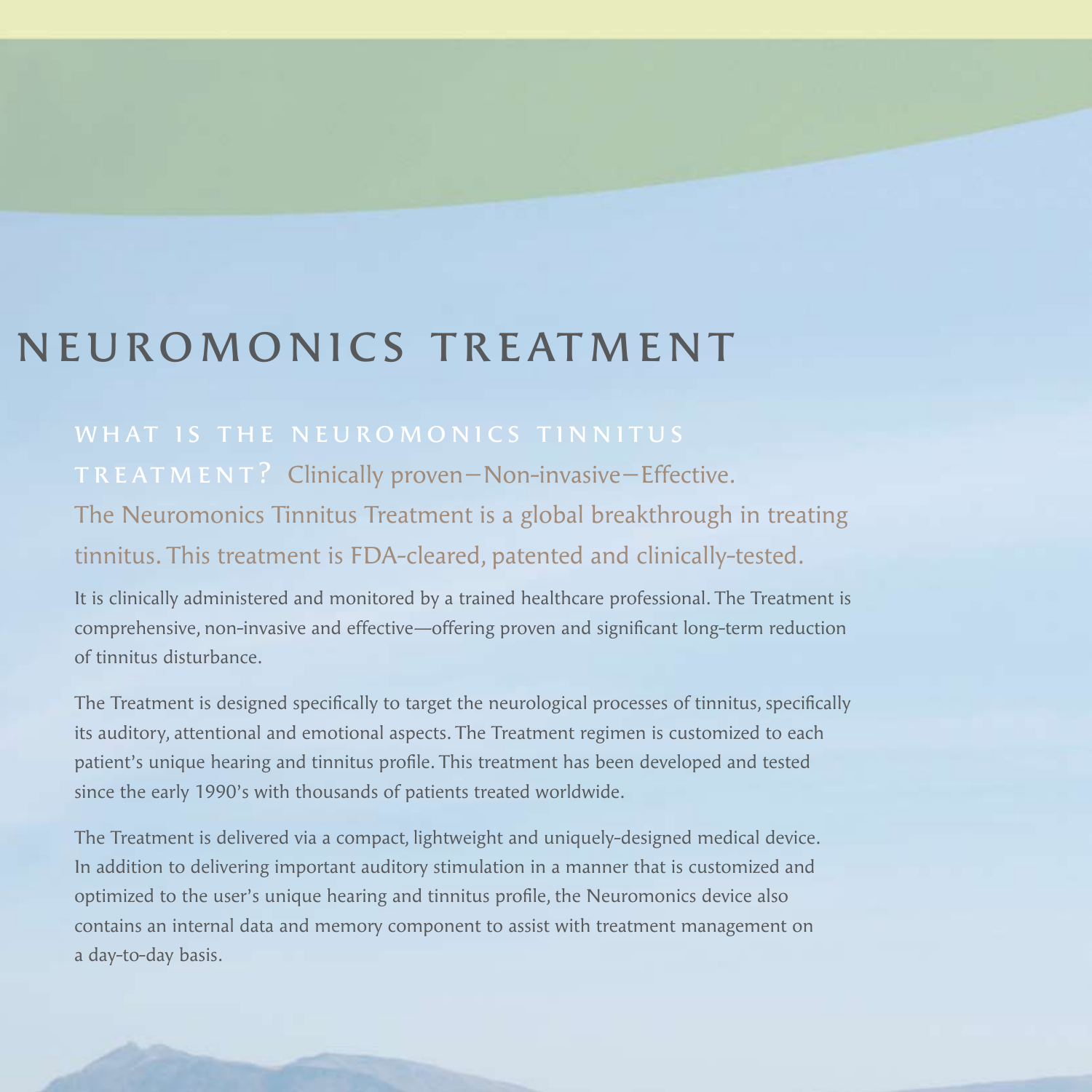# NEUROMONICS TREATMENT

**WHAT IS THE NEUROMONICS TINNITUS TREATMENT?** Clinically proven—Non-invasive—Effective. The Neuromonics Tinnitus Treatment is a global breakthrough in treating tinnitus. This treatment is FDA-cleared, patented and clinically-tested.

It is clinically administered and monitored by a trained healthcare professional. The Treatment is comprehensive, non-invasive and effective—offering proven and significant long-term reduction of tinnitus disturbance.

The Treatment is designed specifically to target the neurological processes of tinnitus, specifically its auditory, attentional and emotional aspects. The Treatment regimen is customized to each patient's unique hearing and tinnitus profile. This treatment has been developed and tested since the early 1990's with thousands of patients treated worldwide.

The Treatment is delivered via a compact, lightweight and uniquely-designed medical device. In addition to delivering important auditory stimulation in a manner that is customized and optimized to the user's unique hearing and tinnitus profile, the Neuromonics device also contains an internal data and memory component to assist with treatment management on a day-to-day basis.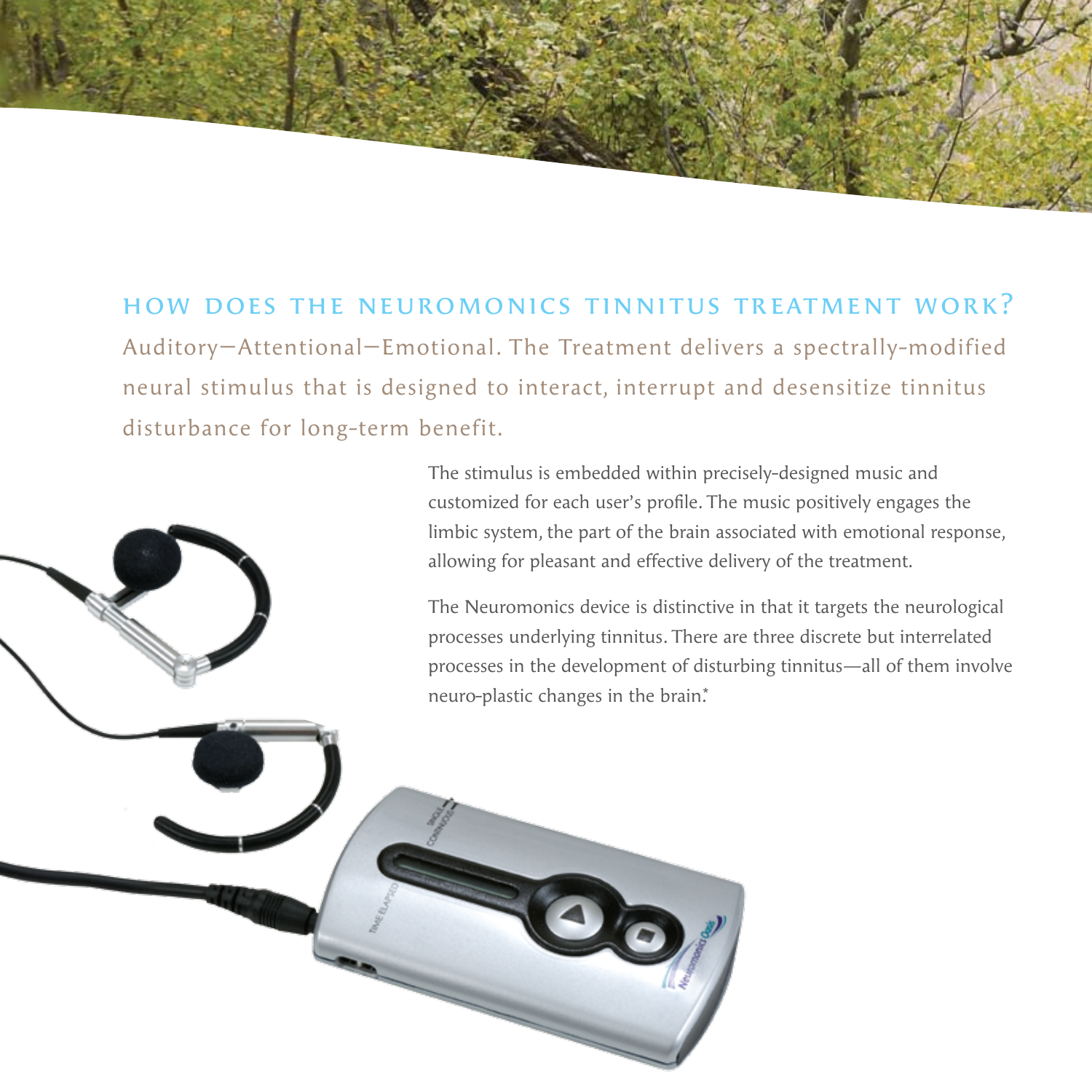## HOW DOES THE NEUROMONICS TINNITUS TREATMENT WORK?

Auditory—Attentional—Emotional. The Treatment delivers a spectrally-modified neural stimulus that is designed to interact, interrupt and desensitize tinnitus disturbance for long-term benefit.

The stimulus is embedded within precisely-designed music and customized for each user's profile. The music positively engages the limbic system, the part of the brain associated with emotional response, allowing for pleasant and effective delivery of the treatment.

The Neuromonics device is distinctive in that it targets the neurological processes underlying tinnitus. There are three discrete but interrelated processes in the development of disturbing tinnitus—all of them involve neuro-plastic changes in the brain.*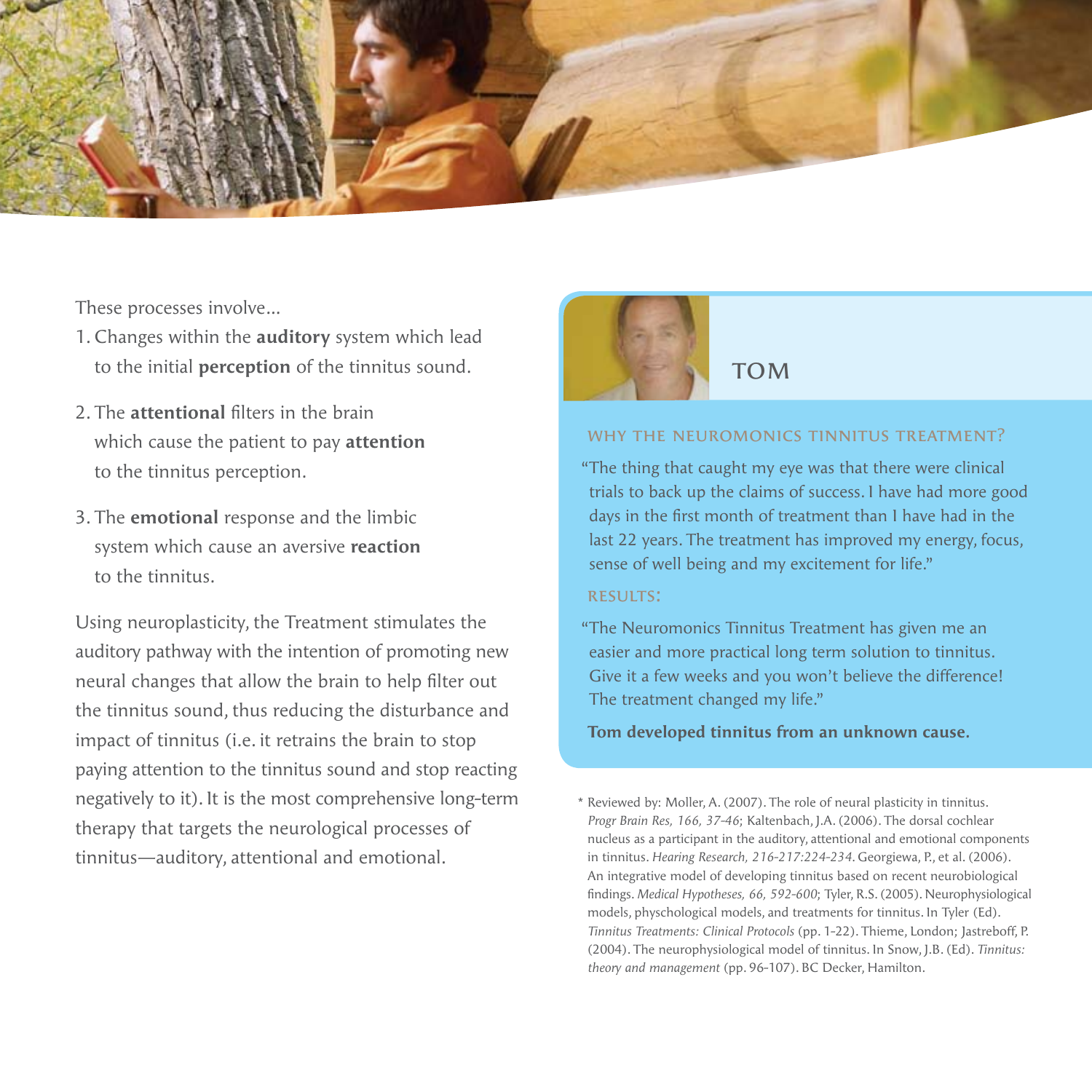These processes involve...

1. Changes within the **auditory** system which lead to the initial **perception** of the tinnitus sound.
2. The **attentional** filters in the brain which cause the patient to pay **attention** to the tinnitus perception.
3. The **emotional** response and the limbic system which cause an aversive **reaction** to the tinnitus.

Using neuroplasticity, the Treatment stimulates the auditory pathway with the intention of promoting new neural changes that allow the brain to help filter out the tinnitus sound, thus reducing the disturbance and impact of tinnitus (i.e. it retrains the brain to stop paying attention to the tinnitus sound and stop reacting negatively to it). It is the most comprehensive long-term therapy that targets the neurological processes of tinnitus—auditory, attentional and emotional.

## TOM

### WHY THE NEUROMONICS TINNITUS TREATMENT?

"The thing that caught my eye was that there were clinical trials to back up the claims of success. I have had more good days in the first month of treatment than I have had in the last 22 years. The treatment has improved my energy, focus, sense of well being and my excitement for life."

### RESULTS:

"The Neuromonics Tinnitus Treatment has given me an easier and more practical long term solution to tinnitus. Give it a few weeks and you won't believe the difference! The treatment changed my life."

**Tom developed tinnitus from an unknown cause.**

\* Reviewed by: Moller, A. (2007). The role of neural plasticity in tinnitus. *Progr Brain Res, 166, 37-46*; Kaltenbach, J.A. (2006). The dorsal cochlear nucleus as a participant in the auditory, attentional and emotional components in tinnitus. *Hearing Research, 216-217:224-234*. Georgiewa, P., et al. (2006). An integrative model of developing tinnitus based on recent neurobiological findings. *Medical Hypotheses, 66, 592-600*; Tyler, R.S. (2005). Neurophysiological models, physchological models, and treatments for tinnitus. In Tyler (Ed). *Tinnitus Treatments: Clinical Protocols* (pp. 1-22). Thieme, London; Jastreboff, P. (2004). The neurophysiological model of tinnitus. In Snow, J.B. (Ed). *Tinnitus: theory and management* (pp. 96-107). BC Decker, Hamilton.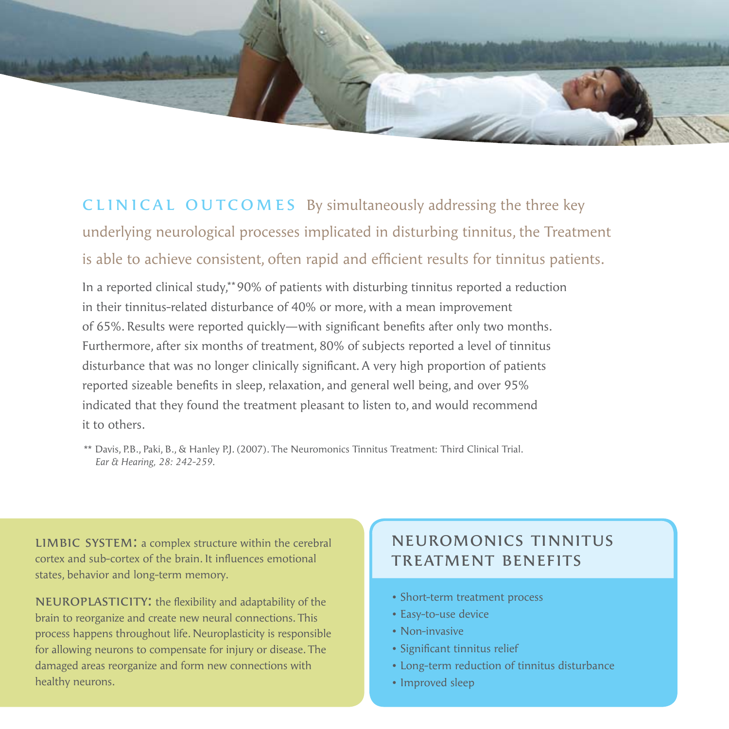## CLINICAL OUTCOMES

By simultaneously addressing the three key underlying neurological processes implicated in disturbing tinnitus, the Treatment is able to achieve consistent, often rapid and efficient results for tinnitus patients.

In a reported clinical study,** 90% of patients with disturbing tinnitus reported a reduction in their tinnitus-related disturbance of 40% or more, with a mean improvement of 65%. Results were reported quickly—with significant benefits after only two months. Furthermore, after six months of treatment, 80% of subjects reported a level of tinnitus disturbance that was no longer clinically significant. A very high proportion of patients reported sizeable benefits in sleep, relaxation, and general well being, and over 95% indicated that they found the treatment pleasant to listen to, and would recommend it to others.

** Davis, P.B., Paki, B., & Hanley P.J. (2007). The Neuromonics Tinnitus Treatment: Third Clinical Trial. *Ear & Hearing, 28: 242-259.*

**LIMBIC SYSTEM:** a complex structure within the cerebral cortex and sub-cortex of the brain. It influences emotional states, behavior and long-term memory.

**NEUROPLASTICITY:** the flexibility and adaptability of the brain to reorganize and create new neural connections. This process happens throughout life. Neuroplasticity is responsible for allowing neurons to compensate for injury or disease. The damaged areas reorganize and form new connections with healthy neurons.

### NEUROMONICS TINNITUS TREATMENT BENEFITS

- Short-term treatment process
- Easy-to-use device
- Non-invasive
- Significant tinnitus relief
- Long-term reduction of tinnitus disturbance
- Improved sleep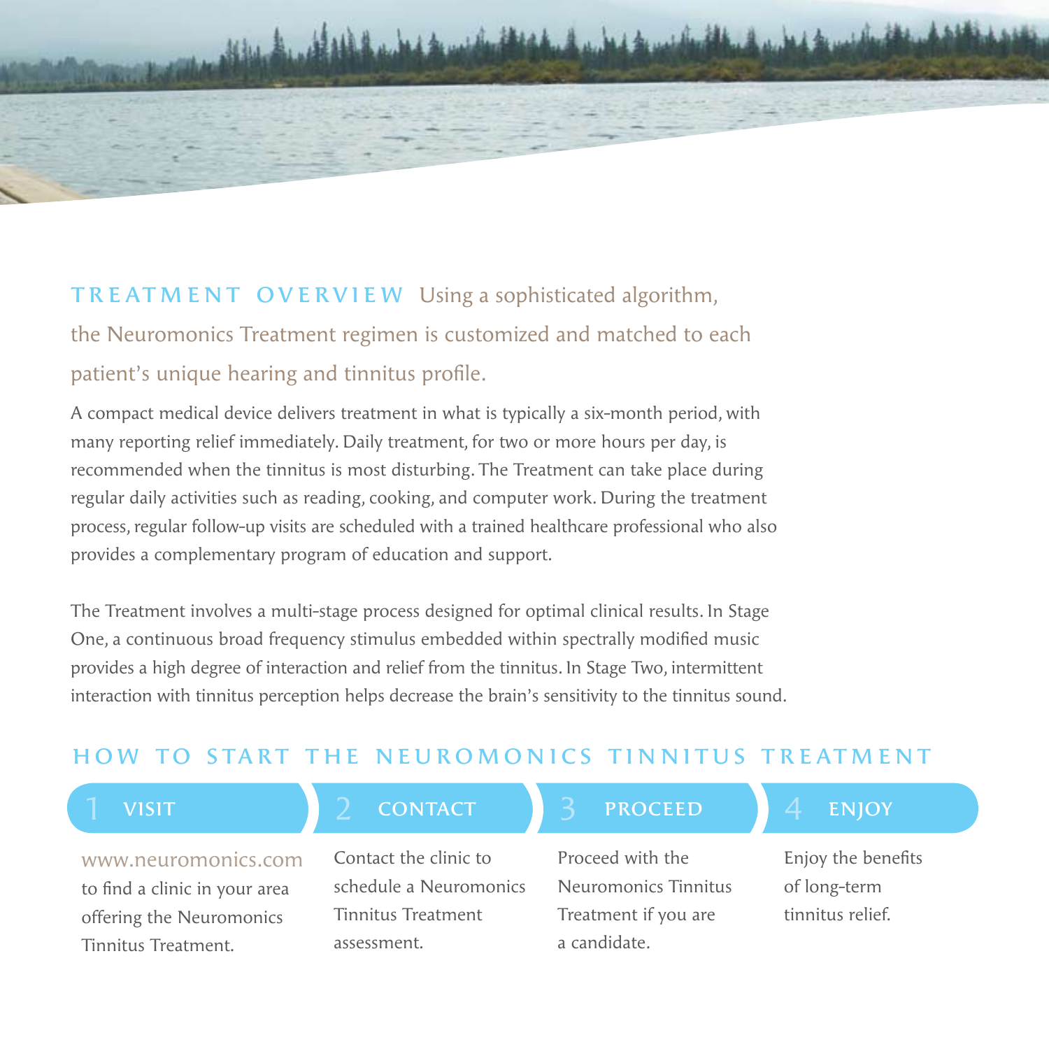## TREATMENT OVERVIEW

Using a sophisticated algorithm, the Neuromonics Treatment regimen is customized and matched to each patient's unique hearing and tinnitus profile.

A compact medical device delivers treatment in what is typically a six-month period, with many reporting relief immediately. Daily treatment, for two or more hours per day, is recommended when the tinnitus is most disturbing. The Treatment can take place during regular daily activities such as reading, cooking, and computer work. During the treatment process, regular follow-up visits are scheduled with a trained healthcare professional who also provides a complementary program of education and support.

The Treatment involves a multi-stage process designed for optimal clinical results. In Stage One, a continuous broad frequency stimulus embedded within spectrally modified music provides a high degree of interaction and relief from the tinnitus. In Stage Two, intermittent interaction with tinnitus perception helps decrease the brain's sensitivity to the tinnitus sound.

## HOW TO START THE NEUROMONICS TINNITUS TREATMENT

**1 VISIT**

www.neuromonics.com to find a clinic in your area offering the Neuromonics Tinnitus Treatment.

**2 CONTACT**

Contact the clinic to schedule a Neuromonics Tinnitus Treatment assessment.

**3 PROCEED**

Proceed with the Neuromonics Tinnitus Treatment if you are a candidate.

**4 ENJOY**

Enjoy the benefits of long-term tinnitus relief.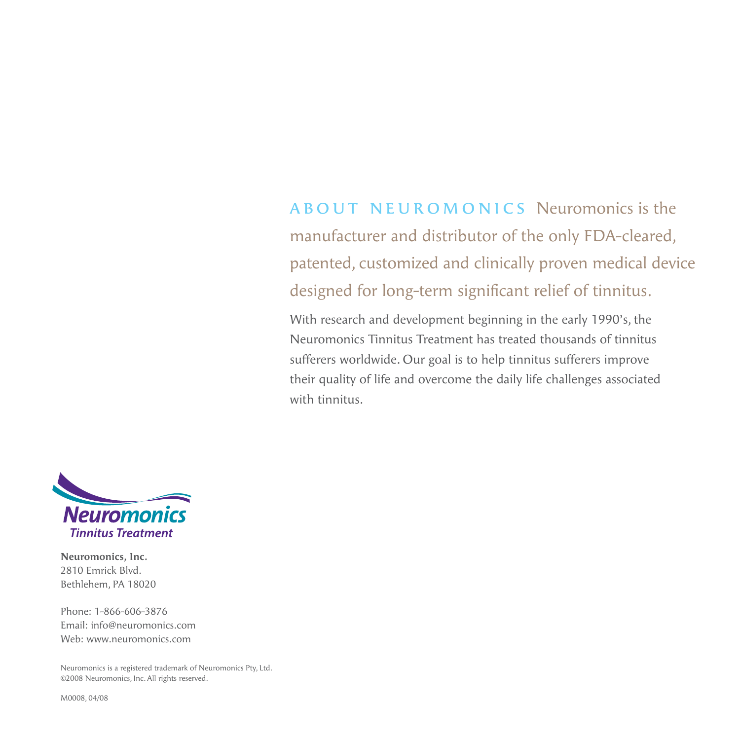**ABOUT NEUROMONICS** Neuromonics is the manufacturer and distributor of the only FDA-cleared, patented, customized and clinically proven medical device designed for long-term significant relief of tinnitus.

With research and development beginning in the early 1990's, the Neuromonics Tinnitus Treatment has treated thousands of tinnitus sufferers worldwide. Our goal is to help tinnitus sufferers improve their quality of life and overcome the daily life challenges associated with tinnitus.

Neuromonics
Tinnitus Treatment

**Neuromonics, Inc.**
2810 Emrick Blvd.
Bethlehem, PA 18020

Phone: 1-866-606-3876
Email: info@neuromonics.com
Web: www.neuromonics.com

Neuromonics is a registered trademark of Neuromonics Pty, Ltd.
©2008 Neuromonics, Inc. All rights reserved.

M0008, 04/08